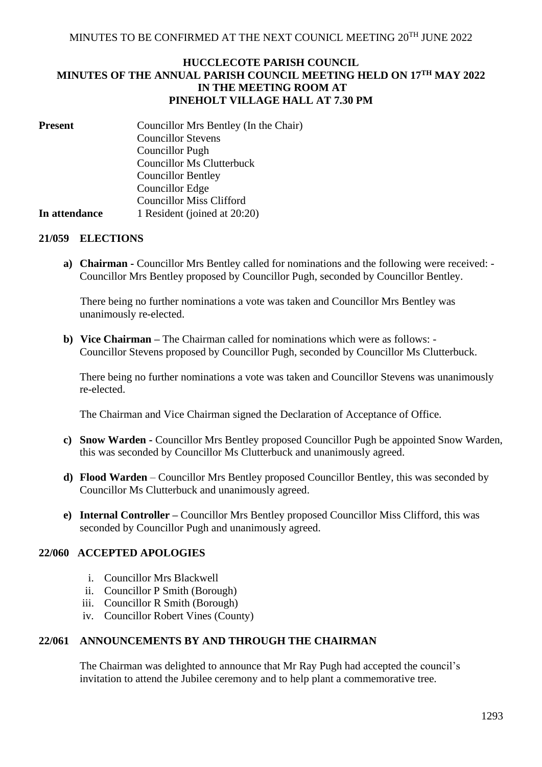MINUTES TO BE CONFIRMED AT THE NEXT COUNICL MEETING 20TH JUNE 2022

# HUCCLECOTE PARISH COUNCIL
## MINUTES OF THE ANNUAL PARISH COUNCIL MEETING HELD ON 17TH MAY 2022 IN THE MEETING ROOM AT PINEHOLT VILLAGE HALL AT 7.30 PM

**Present**
Councillor Mrs Bentley (In the Chair)
Councillor Stevens
Councillor Pugh
Councillor Ms Clutterbuck
Councillor Bentley
Councillor Edge
Councillor Miss Clifford

**In attendance** 1 Resident (joined at 20:20)

### 21/059 ELECTIONS

**a) Chairman** - Councillor Mrs Bentley called for nominations and the following were received: - Councillor Mrs Bentley proposed by Councillor Pugh, seconded by Councillor Bentley.

There being no further nominations a vote was taken and Councillor Mrs Bentley was unanimously re-elected.

**b) Vice Chairman** – The Chairman called for nominations which were as follows: - Councillor Stevens proposed by Councillor Pugh, seconded by Councillor Ms Clutterbuck.

There being no further nominations a vote was taken and Councillor Stevens was unanimously re-elected.

The Chairman and Vice Chairman signed the Declaration of Acceptance of Office.

**c) Snow Warden** - Councillor Mrs Bentley proposed Councillor Pugh be appointed Snow Warden, this was seconded by Councillor Ms Clutterbuck and unanimously agreed.

**d) Flood Warden** – Councillor Mrs Bentley proposed Councillor Bentley, this was seconded by Councillor Ms Clutterbuck and unanimously agreed.

**e) Internal Controller** – Councillor Mrs Bentley proposed Councillor Miss Clifford, this was seconded by Councillor Pugh and unanimously agreed.

### 22/060 ACCEPTED APOLOGIES

i. Councillor Mrs Blackwell
ii. Councillor P Smith (Borough)
iii. Councillor R Smith (Borough)
iv. Councillor Robert Vines (County)

### 22/061 ANNOUNCEMENTS BY AND THROUGH THE CHAIRMAN

The Chairman was delighted to announce that Mr Ray Pugh had accepted the council's invitation to attend the Jubilee ceremony and to help plant a commemorative tree.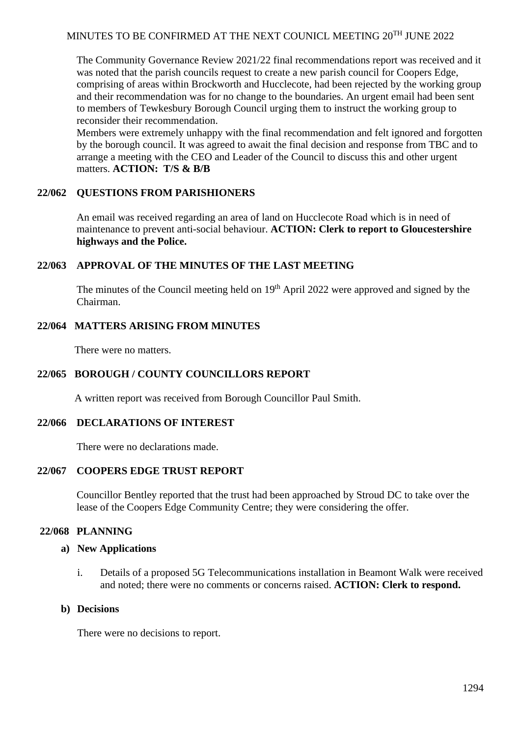The Community Governance Review 2021/22 final recommendations report was received and it was noted that the parish councils request to create a new parish council for Coopers Edge, comprising of areas within Brockworth and Hucclecote, had been rejected by the working group and their recommendation was for no change to the boundaries. An urgent email had been sent to members of Tewkesbury Borough Council urging them to instruct the working group to reconsider their recommendation.

Members were extremely unhappy with the final recommendation and felt ignored and forgotten by the borough council. It was agreed to await the final decision and response from TBC and to arrange a meeting with the CEO and Leader of the Council to discuss this and other urgent matters. **ACTION: T/S & B/B**

## 22/062 QUESTIONS FROM PARISHIONERS

An email was received regarding an area of land on Hucclecote Road which is in need of maintenance to prevent anti-social behaviour. **ACTION: Clerk to report to Gloucestershire highways and the Police.**

## 22/063 APPROVAL OF THE MINUTES OF THE LAST MEETING

The minutes of the Council meeting held on 19th April 2022 were approved and signed by the Chairman.

## 22/064 MATTERS ARISING FROM MINUTES

There were no matters.

## 22/065 BOROUGH / COUNTY COUNCILLORS REPORT

A written report was received from Borough Councillor Paul Smith.

## 22/066 DECLARATIONS OF INTEREST

There were no declarations made.

## 22/067 COOPERS EDGE TRUST REPORT

Councillor Bentley reported that the trust had been approached by Stroud DC to take over the lease of the Coopers Edge Community Centre; they were considering the offer.

## 22/068 PLANNING

### a) New Applications

i. Details of a proposed 5G Telecommunications installation in Beamont Walk were received and noted; there were no comments or concerns raised. **ACTION: Clerk to respond.**

### b) Decisions

There were no decisions to report.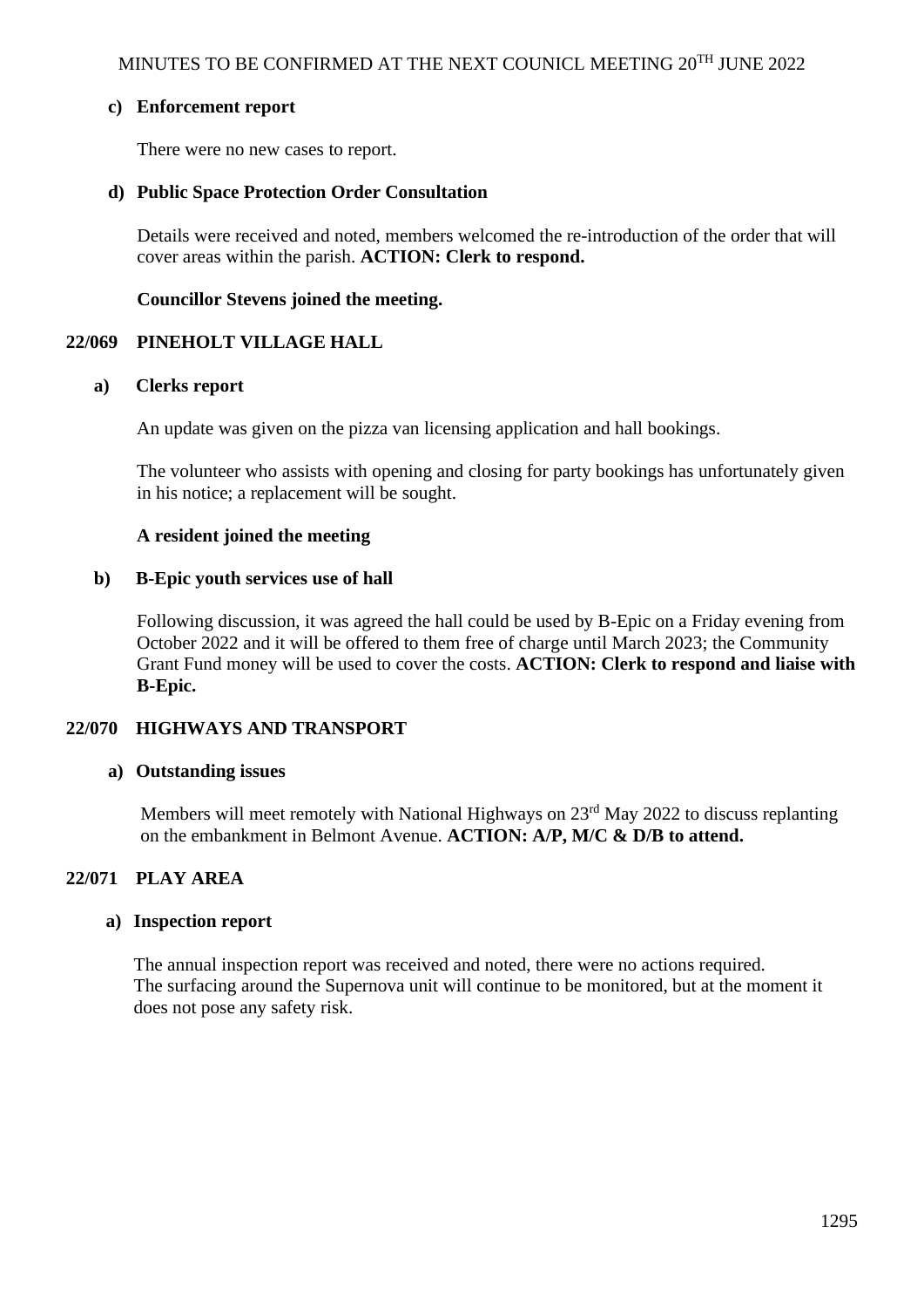**c) Enforcement report**

There were no new cases to report.

**d) Public Space Protection Order Consultation**

Details were received and noted, members welcomed the re-introduction of the order that will cover areas within the parish. **ACTION: Clerk to respond.**

**Councillor Stevens joined the meeting.**

## 22/069 PINEHOLT VILLAGE HALL

**a) Clerks report**

An update was given on the pizza van licensing application and hall bookings.

The volunteer who assists with opening and closing for party bookings has unfortunately given in his notice; a replacement will be sought.

**A resident joined the meeting**

**b) B-Epic youth services use of hall**

Following discussion, it was agreed the hall could be used by B-Epic on a Friday evening from October 2022 and it will be offered to them free of charge until March 2023; the Community Grant Fund money will be used to cover the costs. **ACTION: Clerk to respond and liaise with B-Epic.**

## 22/070 HIGHWAYS AND TRANSPORT

**a) Outstanding issues**

Members will meet remotely with National Highways on 23rd May 2022 to discuss replanting on the embankment in Belmont Avenue. **ACTION: A/P, M/C & D/B to attend.**

## 22/071 PLAY AREA

**a) Inspection report**

The annual inspection report was received and noted, there were no actions required. The surfacing around the Supernova unit will continue to be monitored, but at the moment it does not pose any safety risk.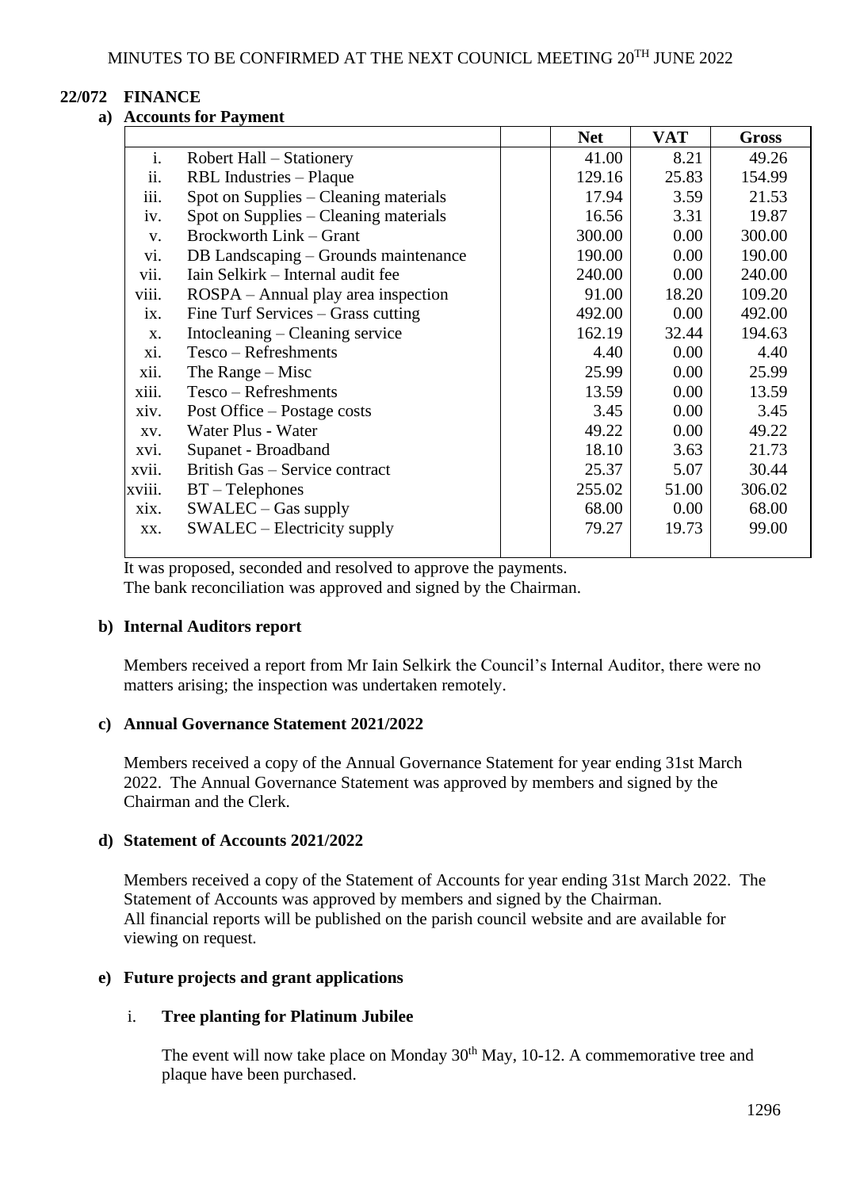## 22/072 FINANCE

### a) Accounts for Payment

| | | | Net | VAT | Gross |
|---|---|---|---|---|---|
| i. | Robert Hall – Stationery | | 41.00 | 8.21 | 49.26 |
| ii. | RBL Industries – Plaque | | 129.16 | 25.83 | 154.99 |
| iii. | Spot on Supplies – Cleaning materials | | 17.94 | 3.59 | 21.53 |
| iv. | Spot on Supplies – Cleaning materials | | 16.56 | 3.31 | 19.87 |
| v. | Brockworth Link – Grant | | 300.00 | 0.00 | 300.00 |
| vi. | DB Landscaping – Grounds maintenance | | 190.00 | 0.00 | 190.00 |
| vii. | Iain Selkirk – Internal audit fee | | 240.00 | 0.00 | 240.00 |
| viii. | ROSPA – Annual play area inspection | | 91.00 | 18.20 | 109.20 |
| ix. | Fine Turf Services – Grass cutting | | 492.00 | 0.00 | 492.00 |
| x. | Intocleaning – Cleaning service | | 162.19 | 32.44 | 194.63 |
| xi. | Tesco – Refreshments | | 4.40 | 0.00 | 4.40 |
| xii. | The Range – Misc | | 25.99 | 0.00 | 25.99 |
| xiii. | Tesco – Refreshments | | 13.59 | 0.00 | 13.59 |
| xiv. | Post Office – Postage costs | | 3.45 | 0.00 | 3.45 |
| xv. | Water Plus - Water | | 49.22 | 0.00 | 49.22 |
| xvi. | Supanet - Broadband | | 18.10 | 3.63 | 21.73 |
| xvii. | British Gas – Service contract | | 25.37 | 5.07 | 30.44 |
| xviii. | BT – Telephones | | 255.02 | 51.00 | 306.02 |
| xix. | SWALEC – Gas supply | | 68.00 | 0.00 | 68.00 |
| xx. | SWALEC – Electricity supply | | 79.27 | 19.73 | 99.00 |

It was proposed, seconded and resolved to approve the payments.
The bank reconciliation was approved and signed by the Chairman.

### b) Internal Auditors report

Members received a report from Mr Iain Selkirk the Council's Internal Auditor, there were no matters arising; the inspection was undertaken remotely.

### c) Annual Governance Statement 2021/2022

Members received a copy of the Annual Governance Statement for year ending 31st March 2022. The Annual Governance Statement was approved by members and signed by the Chairman and the Clerk.

### d) Statement of Accounts 2021/2022

Members received a copy of the Statement of Accounts for year ending 31st March 2022. The Statement of Accounts was approved by members and signed by the Chairman.
All financial reports will be published on the parish council website and are available for viewing on request.

### e) Future projects and grant applications

#### i. Tree planting for Platinum Jubilee

The event will now take place on Monday 30th May, 10-12. A commemorative tree and plaque have been purchased.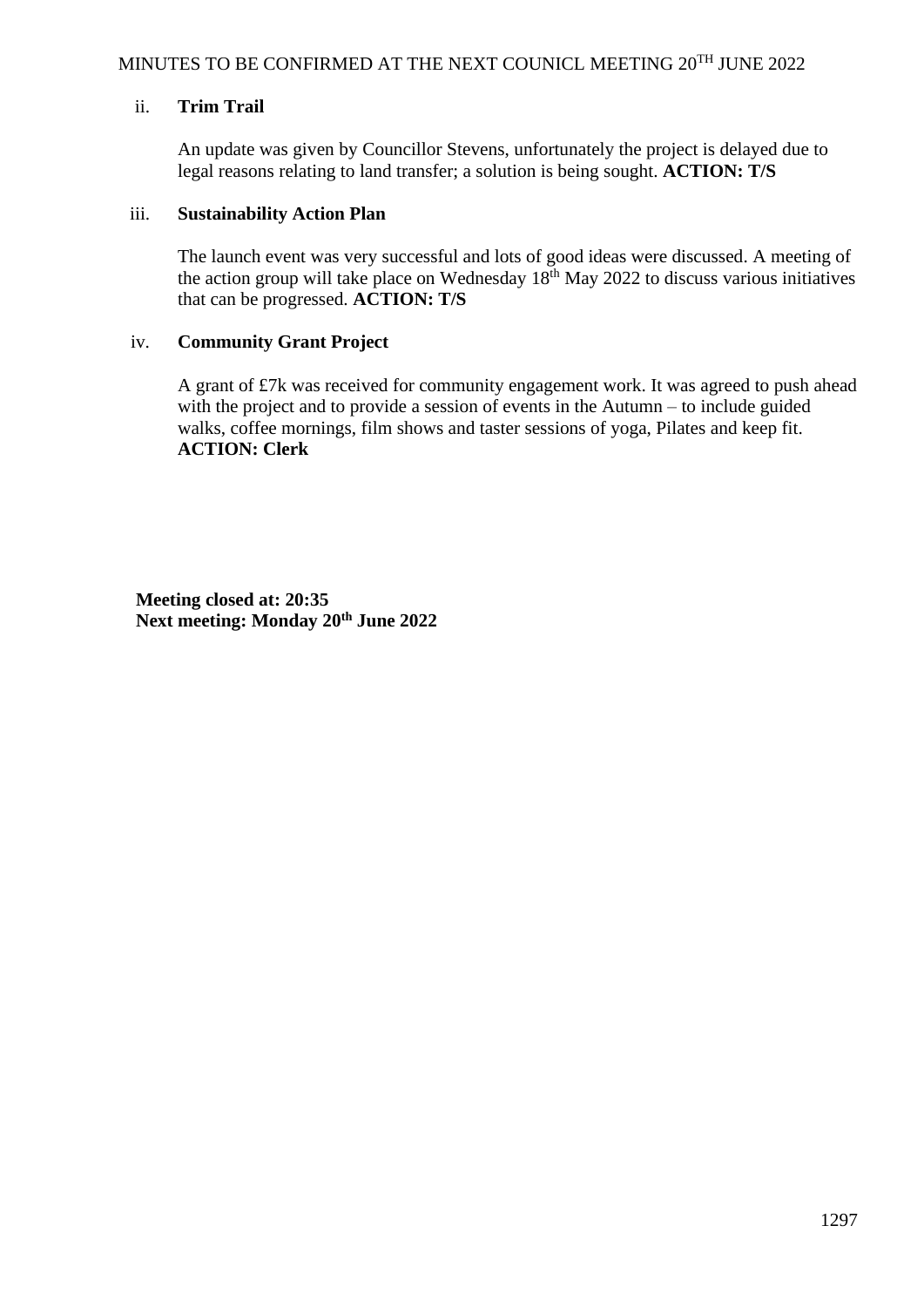ii. **Trim Trail**

An update was given by Councillor Stevens, unfortunately the project is delayed due to legal reasons relating to land transfer; a solution is being sought. **ACTION: T/S**

iii. **Sustainability Action Plan**

The launch event was very successful and lots of good ideas were discussed. A meeting of the action group will take place on Wednesday 18th May 2022 to discuss various initiatives that can be progressed. **ACTION: T/S**

iv. **Community Grant Project**

A grant of £7k was received for community engagement work. It was agreed to push ahead with the project and to provide a session of events in the Autumn – to include guided walks, coffee mornings, film shows and taster sessions of yoga, Pilates and keep fit. **ACTION: Clerk**

**Meeting closed at: 20:35**
**Next meeting: Monday 20th June 2022**